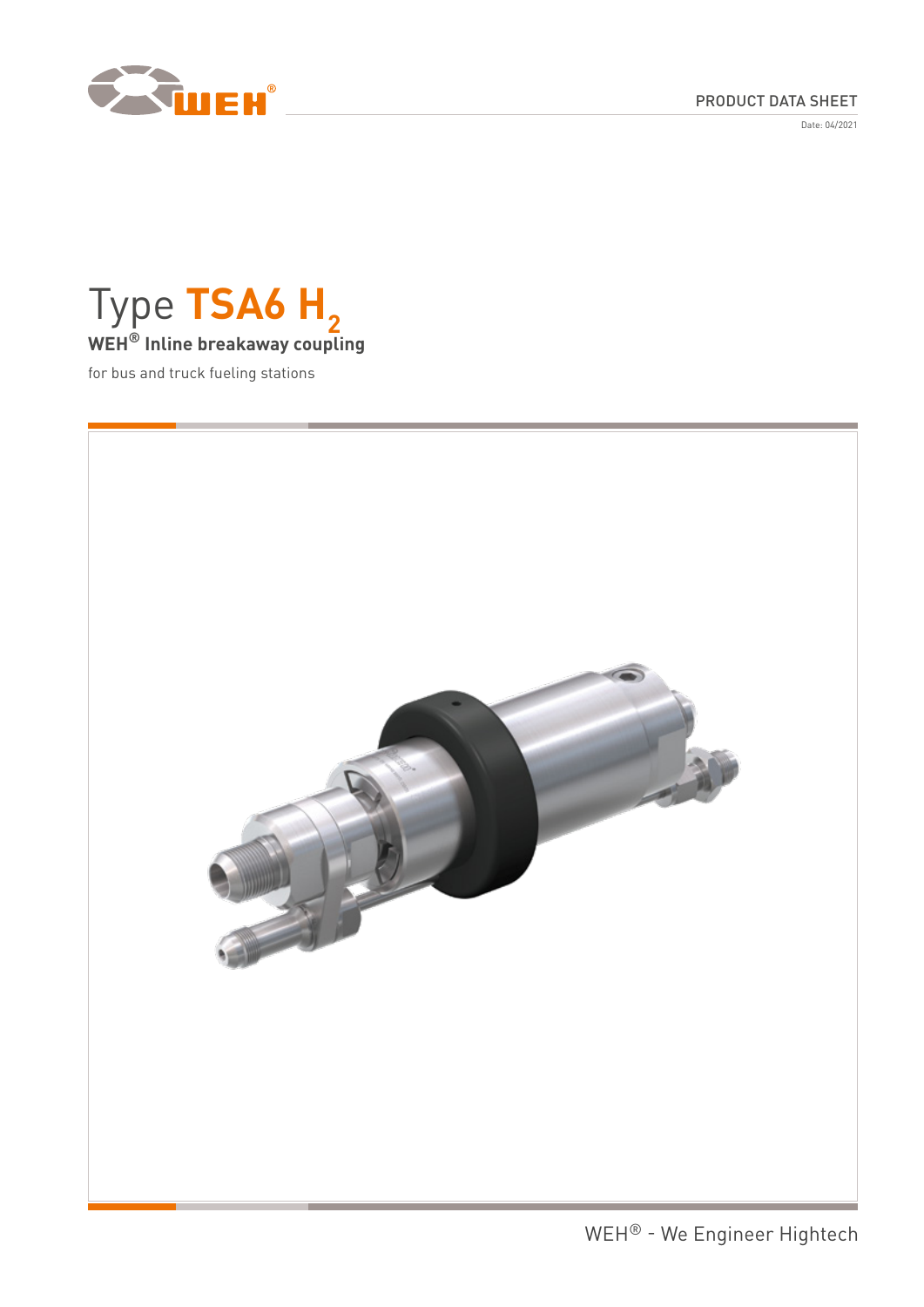PRODUCT DATA SHEET

Date: 04/2021

# Type TSA6 $H_2$

**WEH® Inline breakaway coupling**

for bus and truck fueling stations

WEH® - We Engineer Hightech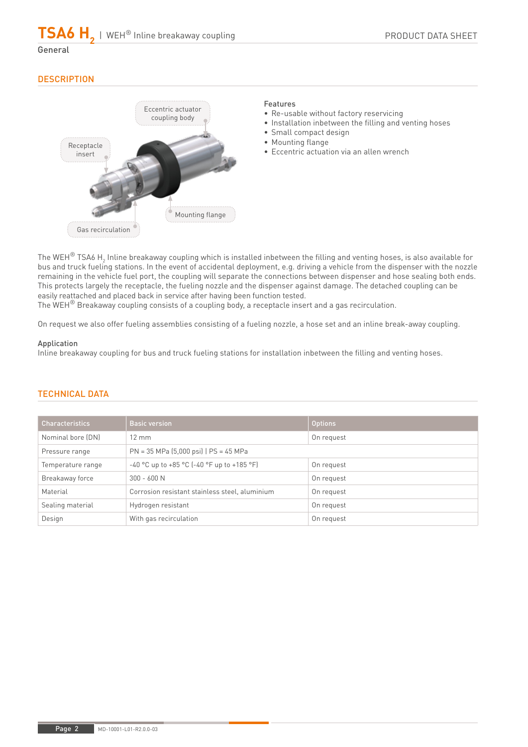# TSA6 $H_2$ | WEH® Inline breakaway coupling

General

## DESCRIPTION

Eccentric actuator coupling body

Receptacle insert

Mounting flange

Gas recirculation

**Features**

- Re-usable without factory reservicing
- Installation inbetween the filling and venting hoses
- Small compact design
- Mounting flange
- Eccentric actuation via an allen wrench

The WEH® TSA6 $H_2$ Inline breakaway coupling which is installed inbetween the filling and venting hoses, is also available for bus and truck fueling stations. In the event of accidental deployment, e.g. driving a vehicle from the dispenser with the nozzle remaining in the vehicle fuel port, the coupling will separate the connections between dispenser and hose sealing both ends. This protects largely the receptacle, the fueling nozzle and the dispenser against damage. The detached coupling can be easily reattached and placed back in service after having been function tested.
The WEH® Breakaway coupling consists of a coupling body, a receptacle insert and a gas recirculation.

On request we also offer fueling assemblies consisting of a fueling nozzle, a hose set and an inline break-away coupling.

**Application**
Inline breakaway coupling for bus and truck fueling stations for installation inbetween the filling and venting hoses.

## TECHNICAL DATA

| Characteristics | Basic version | Options |
|---|---|---|
| Nominal bore (DN) | 12 mm | On request |
| Pressure range | PN = 35 MPa (5,000 psi) \| PS = 45 MPa | |
| Temperature range | -40 °C up to +85 °C (-40 °F up to +185 °F) | On request |
| Breakaway force | 300 - 600 N | On request |
| Material | Corrosion resistant stainless steel, aluminium | On request |
| Sealing material | Hydrogen resistant | On request |
| Design | With gas recirculation | On request |

MD-10001-L01-R2.0.0-03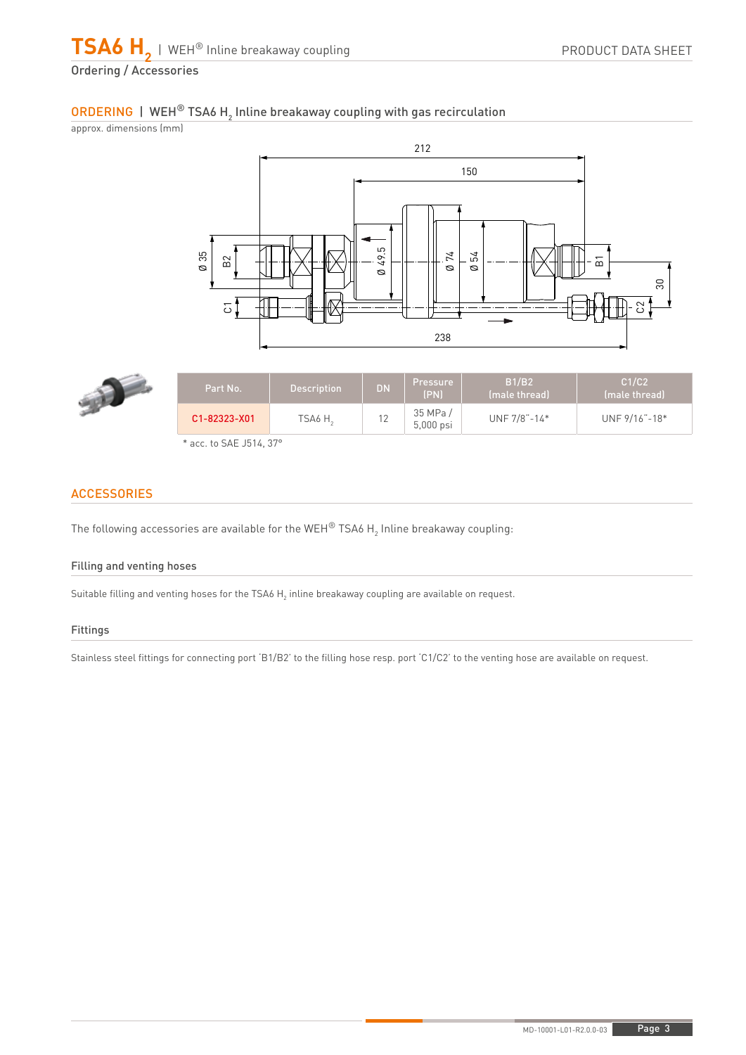## ORDERING | WEH® TSA6 $H_2$ Inline breakaway coupling with gas recirculation

approx. dimensions (mm)

| Part No. | Description | DN | Pressure (PN) | B1/B2 (male thread) | C1/C2 (male thread) |
|---|---|---|---|---|---|
| C1-82323-X01 | TSA6 $H_2$ | 12 | 35 MPa / 5,000 psi | UNF 7/8"-14* | UNF 9/16"-18* |

* acc. to SAE J514, 37°

## ACCESSORIES

The following accessories are available for the WEH® TSA6 $H_2$ Inline breakaway coupling:

### Filling and venting hoses

Suitable filling and venting hoses for the TSA6 $H_2$ inline breakaway coupling are available on request.

### Fittings

Stainless steel fittings for connecting port 'B1/B2' to the filling hose resp. port 'C1/C2' to the venting hose are available on request.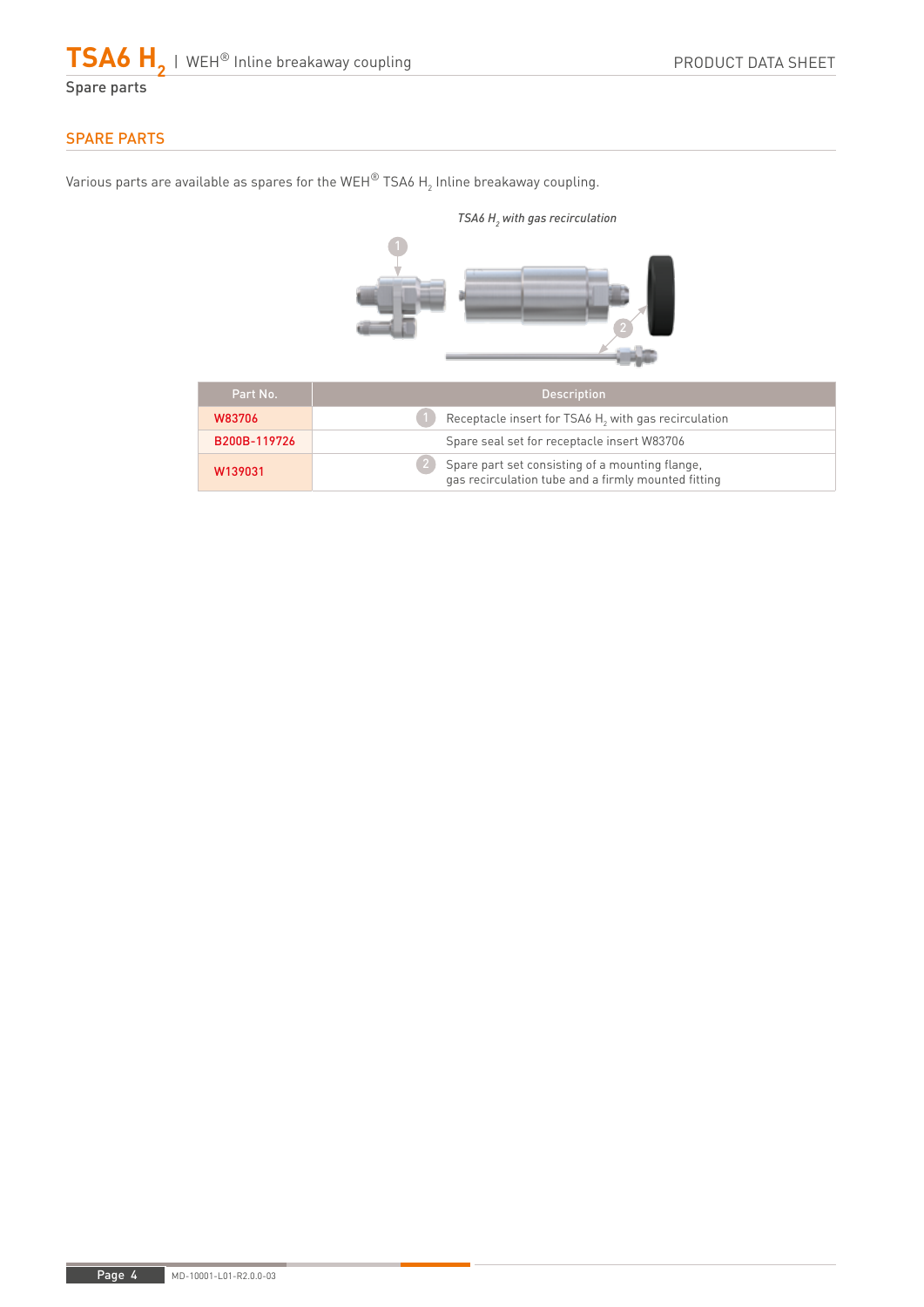## SPARE PARTS

Various parts are available as spares for the WEH® TSA6 $H_2$ Inline breakaway coupling.

*TSA6 $H_2$ with gas recirculation*

| Part No. | Description |
| --- | --- |
| W83706 | 1 Receptacle insert for TSA6 $H_2$ with gas recirculation |
| B200B-119726 | Spare seal set for receptacle insert W83706 |
| W139031 | 2 Spare part set consisting of a mounting flange, gas recirculation tube and a firmly mounted fitting |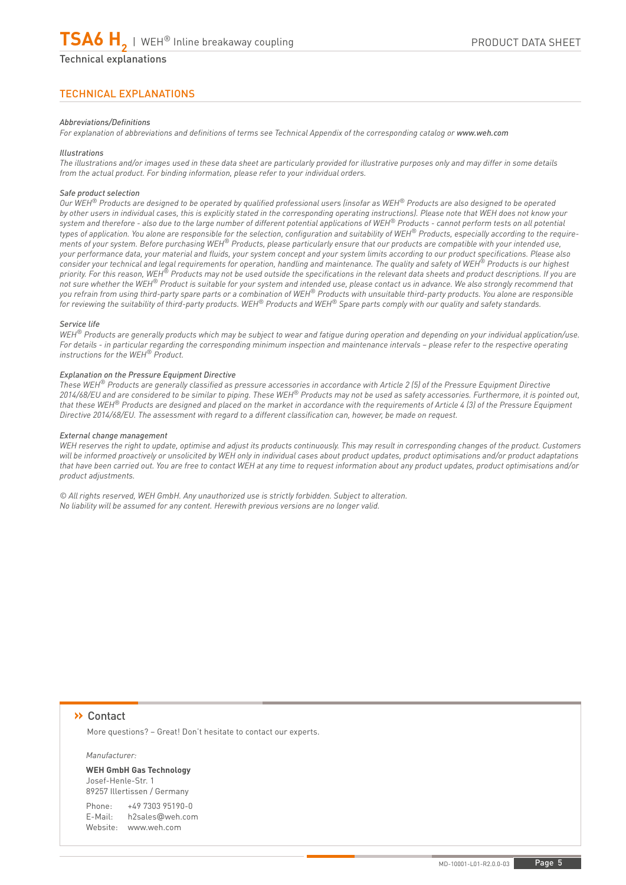## TECHNICAL EXPLANATIONS

*Abbreviations/Definitions*
*For explanation of abbreviations and definitions of terms see Technical Appendix of the corresponding catalog or www.weh.com*

*Illustrations*
*The illustrations and/or images used in these data sheet are particularly provided for illustrative purposes only and may differ in some details from the actual product. For binding information, please refer to your individual orders.*

*Safe product selection*
*Our WEH® Products are designed to be operated by qualified professional users (insofar as WEH® Products are also designed to be operated by other users in individual cases, this is explicitly stated in the corresponding operating instructions). Please note that WEH does not know your system and therefore - also due to the large number of different potential applications of WEH® Products - cannot perform tests on all potential types of application. You alone are responsible for the selection, configuration and suitability of WEH® Products, especially according to the requirements of your system. Before purchasing WEH® Products, please particularly ensure that our products are compatible with your intended use, your performance data, your material and fluids, your system concept and your system limits according to our product specifications. Please also consider your technical and legal requirements for operation, handling and maintenance. The quality and safety of WEH® Products is our highest priority. For this reason, WEH® Products may not be used outside the specifications in the relevant data sheets and product descriptions. If you are not sure whether the WEH® Product is suitable for your system and intended use, please contact us in advance. We also strongly recommend that you refrain from using third-party spare parts or a combination of WEH® Products with unsuitable third-party products. You alone are responsible for reviewing the suitability of third-party products. WEH® Products and WEH® Spare parts comply with our quality and safety standards.*

*Service life*
*WEH® Products are generally products which may be subject to wear and fatigue during operation and depending on your individual application/use. For details - in particular regarding the corresponding minimum inspection and maintenance intervals – please refer to the respective operating instructions for the WEH® Product.*

*Explanation on the Pressure Equipment Directive*
*These WEH® Products are generally classified as pressure accessories in accordance with Article 2 (5) of the Pressure Equipment Directive 2014/68/EU and are considered to be similar to piping. These WEH® Products may not be used as safety accessories. Furthermore, it is pointed out, that these WEH® Products are designed and placed on the market in accordance with the requirements of Article 4 (3) of the Pressure Equipment Directive 2014/68/EU. The assessment with regard to a different classification can, however, be made on request.*

*External change management*
*WEH reserves the right to update, optimise and adjust its products continuously. This may result in corresponding changes of the product. Customers will be informed proactively or unsolicited by WEH only in individual cases about product updates, product optimisations and/or product adaptations that have been carried out. You are free to contact WEH at any time to request information about any product updates, product optimisations and/or product adjustments.*

*© All rights reserved, WEH GmbH. Any unauthorized use is strictly forbidden. Subject to alteration.*
*No liability will be assumed for any content. Herewith previous versions are no longer valid.*

### Contact

More questions? – Great! Don't hesitate to contact our experts.

*Manufacturer:*

**WEH GmbH Gas Technology**
Josef-Henle-Str. 1
89257 Illertissen / Germany

Phone: +49 7303 95190-0
E-Mail: h2sales@weh.com
Website: www.weh.com

MD-10001-L01-R2.0.0-03